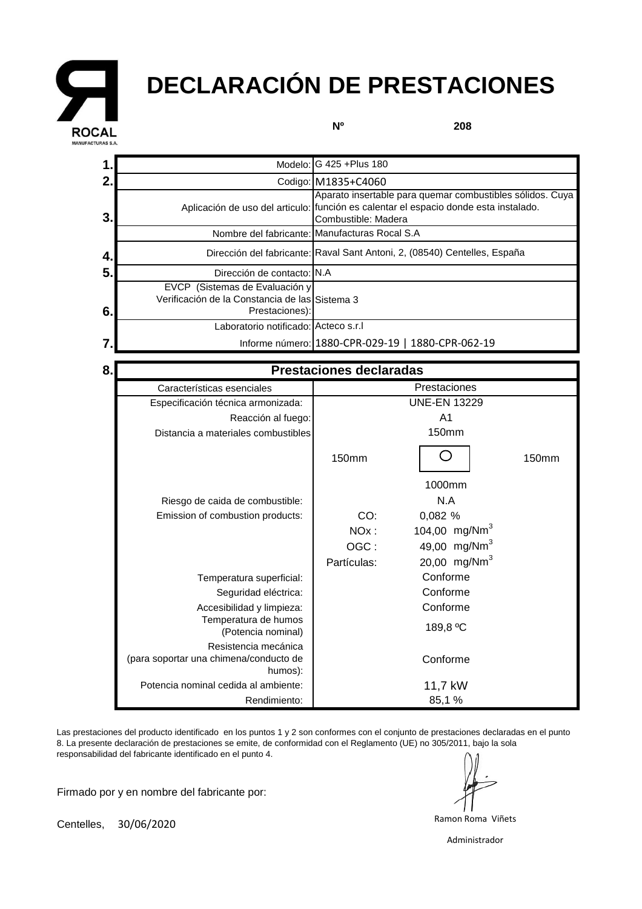ROCAL
MANUFACTURAS S.A.

# DECLARACIÓN DE PRESTACIONES

**Nº 208**

| | | |
|---|---|---|
| **1.** | Modelo: | G 425 +Plus 180 |
| **2.** | Codigo: | M1835+C4060 |
| **3.** | Aplicación de uso del articulo: | Aparato insertable para quemar combustibles sólidos. Cuya función es calentar el espacio donde esta instalado. Combustible: Madera |
| | Nombre del fabricante: | Manufacturas Rocal S.A |
| **4.** | Dirección del fabricante: | Raval Sant Antoni, 2, (08540) Centelles, España |
| **5.** | Dirección de contacto: | N.A |
| **6.** | EVCP (Sistemas de Evaluación y Verificación de la Constancia de las Prestaciones): | Sistema 3 |
| | Laboratorio notificado: | Acteco s.r.l |
| **7.** | Informe número: | 1880-CPR-029-19 \| 1880-CPR-062-19 |

**8. Prestaciones declaradas**

| Características esenciales | Prestaciones |
|---|---|
| Especificación técnica armonizada: | UNE-EN 13229 |
| Reacción al fuego: | A1 |
| Distancia a materiales combustibles | 150mm (superior); 150mm (izquierda); 150mm (derecha); 1000mm (frontal) |
| Riesgo de caida de combustible: | N.A |
| Emission of combustion products: | CO: 0,082 % |
| | NOx : 104,00 $mg/Nm^3$ |
| | OGC : 49,00 $mg/Nm^3$ |
| | Partículas: 20,00 $mg/Nm^3$ |
| Temperatura superficial: | Conforme |
| Seguridad eléctrica: | Conforme |
| Accesibilidad y limpieza: | Conforme |
| Temperatura de humos (Potencia nominal) | 189,8 ºC |
| Resistencia mecánica (para soportar una chimena/conducto de humos): | Conforme |
| Potencia nominal cedida al ambiente: | 11,7 kW |
| Rendimiento: | 85,1 % |

Las prestaciones del producto identificado en los puntos 1 y 2 son conformes con el conjunto de prestaciones declaradas en el punto 8. La presente declaración de prestaciones se emite, de conformidad con el Reglamento (UE) no 305/2011, bajo la sola responsabilidad del fabricante identificado en el punto 4.

Firmado por y en nombre del fabricante por:

Centelles, 30/06/2020

Ramon Roma Viñets

Administrador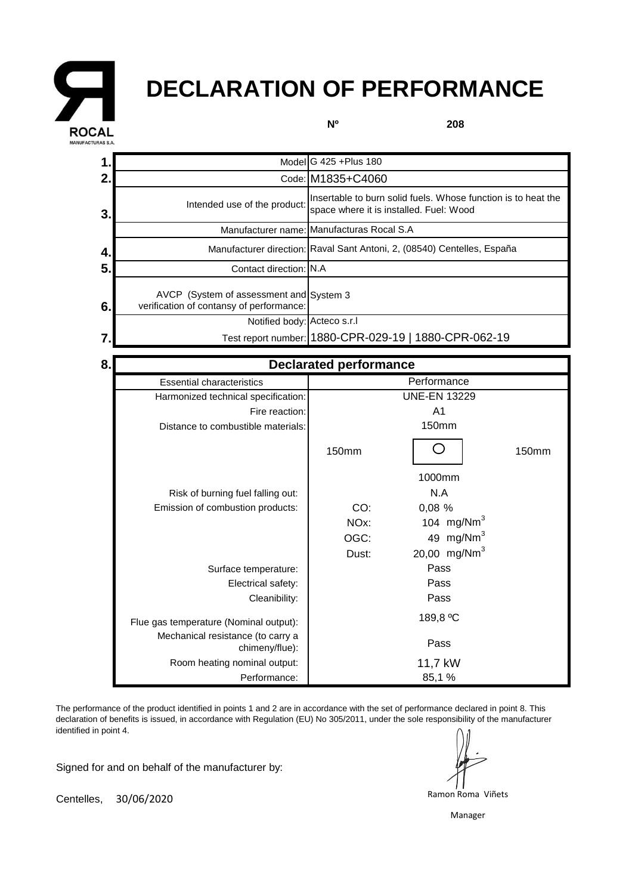ROCAL
MANUFACTURAS S.A.

# DECLARATION OF PERFORMANCE

**Nº** **208**

| | | |
|---|---|---|
| **1.** | Model | G 425 +Plus 180 |
| **2.** | Code: | M1835+C4060 |
| **3.** | Intended use of the product: | Insertable to burn solid fuels. Whose function is to heat the space where it is installed. Fuel: Wood |
| | Manufacturer name: | Manufacturas Rocal S.A |
| **4.** | Manufacturer direction: | Raval Sant Antoni, 2, (08540) Centelles, España |
| **5.** | Contact direction: | N.A |
| **6.** | AVCP (System of assessment and verification of contansy of performance: | System 3 |
| | Notified body: | Acteco s.r.l |
| **7.** | Test report number: | 1880-CPR-029-19 \| 1880-CPR-062-19 |

**8.** **Declarated performance**

| Essential characteristics | Performance | | |
|---|---|---|---|
| Harmonized technical specification: | UNE-EN 13229 | | |
| Fire reaction: | A1 | | |
| Distance to combustible materials: | 150mm | | |
| | 150mm | ○ | 150mm |
| | 1000mm | | |
| Risk of burning fuel falling out: | N.A | | |
| Emission of combustion products: | CO: | 0,08 % | |
| | NOx: | 104 $mg/Nm^3$ | |
| | OGC: | 49 $mg/Nm^3$ | |
| | Dust: | 20,00 $mg/Nm^3$ | |
| Surface temperature: | Pass | | |
| Electrical safety: | Pass | | |
| Cleanibility: | Pass | | |
| Flue gas temperature (Nominal output): | 189,8 ºC | | |
| Mechanical resistance (to carry a chimeny/flue): | Pass | | |
| Room heating nominal output: | 11,7 kW | | |
| Performance: | 85,1 % | | |

The performance of the product identified in points 1 and 2 are in accordance with the set of performance declared in point 8. This declaration of benefits is issued, in accordance with Regulation (EU) No 305/2011, under the sole responsibility of the manufacturer identified in point 4.

Signed for and on behalf of the manufacturer by:

Centelles, 30/06/2020

Ramon Roma Viñets

Manager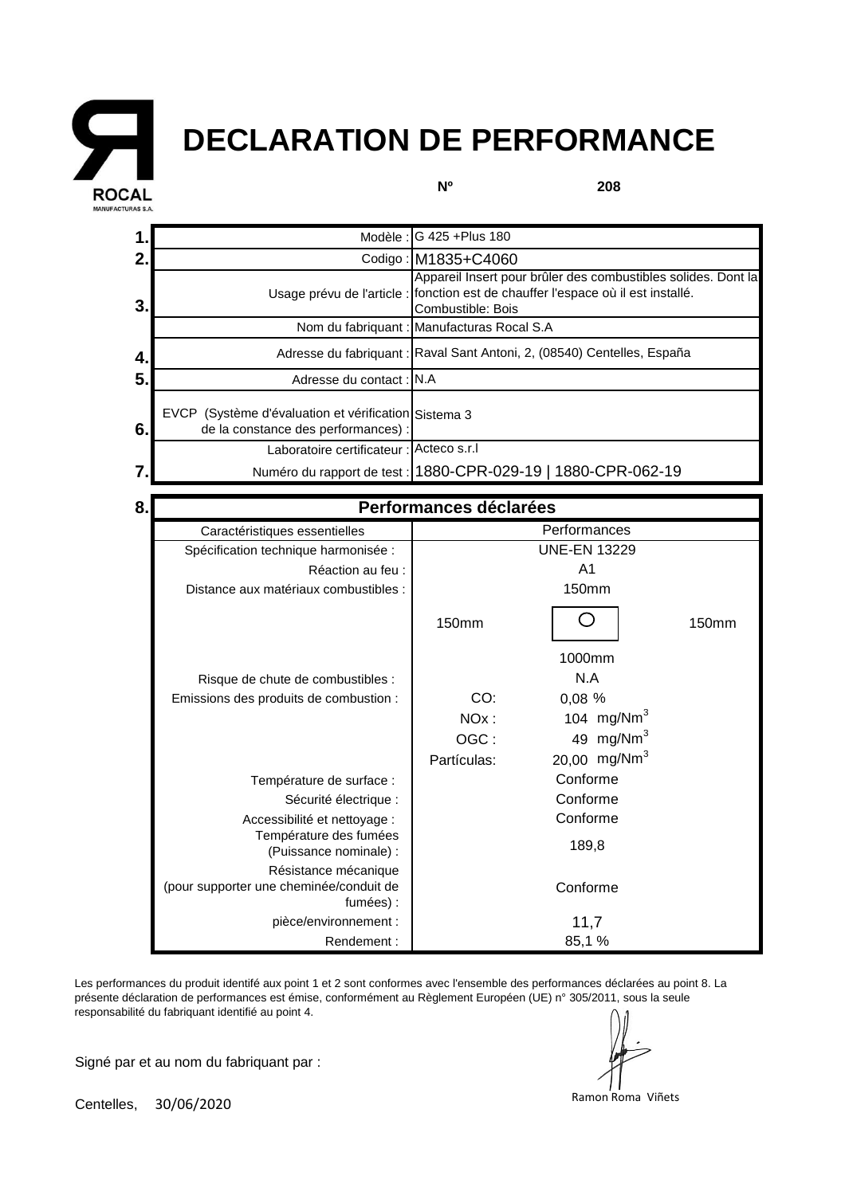# DECLARATION DE PERFORMANCE

**Nº 208**

| | | |
|---|---|---|
| **1.** | Modèle : | G 425 +Plus 180 |
| **2.** | Codigo : | M1835+C4060 |
| **3.** | Usage prévu de l'article : | Appareil Insert pour brûler des combustibles solides. Dont la fonction est de chauffer l'espace où il est installé. Combustible: Bois |
| | Nom du fabriquant : | Manufacturas Rocal S.A |
| **4.** | Adresse du fabriquant : | Raval Sant Antoni, 2, (08540) Centelles, España |
| **5.** | Adresse du contact : | N.A |
| **6.** | EVCP (Système d'évaluation et vérification de la constance des performances) : | Sistema 3 |
| | Laboratoire certificateur : | Acteco s.r.l |
| **7.** | Numéro du rapport de test : | 1880-CPR-029-19 \| 1880-CPR-062-19 |

**8. Performances déclarées**

| Caractéristiques essentielles | Performances |
|---|---|
| Spécification technique harmonisée : | UNE-EN 13229 |
| Réaction au feu : | A1 |
| Distance aux matériaux combustibles : | 150mm (arrière) ; 150mm (gauche) ; 150mm (droite) ; 1000mm (avant) |
| Risque de chute de combustibles : | N.A |
| Emissions des produits de combustion : | CO: 0,08 % |
| | NOx : 104 mg/Nm$^3$ |
| | OGC : 49 mg/Nm$^3$ |
| | Partículas: 20,00 mg/Nm$^3$ |
| Température de surface : | Conforme |
| Sécurité électrique : | Conforme |
| Accessibilité et nettoyage : | Conforme |
| Température des fumées (Puissance nominale) : | 189,8 |
| Résistance mécanique (pour supporter une cheminée/conduit de fumées) : | Conforme |
| pièce/environnement : | 11,7 |
| Rendement : | 85,1 % |

Les performances du produit identifé aux point 1 et 2 sont conformes avec l'ensemble des performances déclarées au point 8. La présente déclaration de performances est émise, conformément au Règlement Européen (UE) n° 305/2011, sous la seule responsabilité du fabriquant identifié au point 4.

Signé par et au nom du fabriquant par :

Ramon Roma Viñets

Centelles, 30/06/2020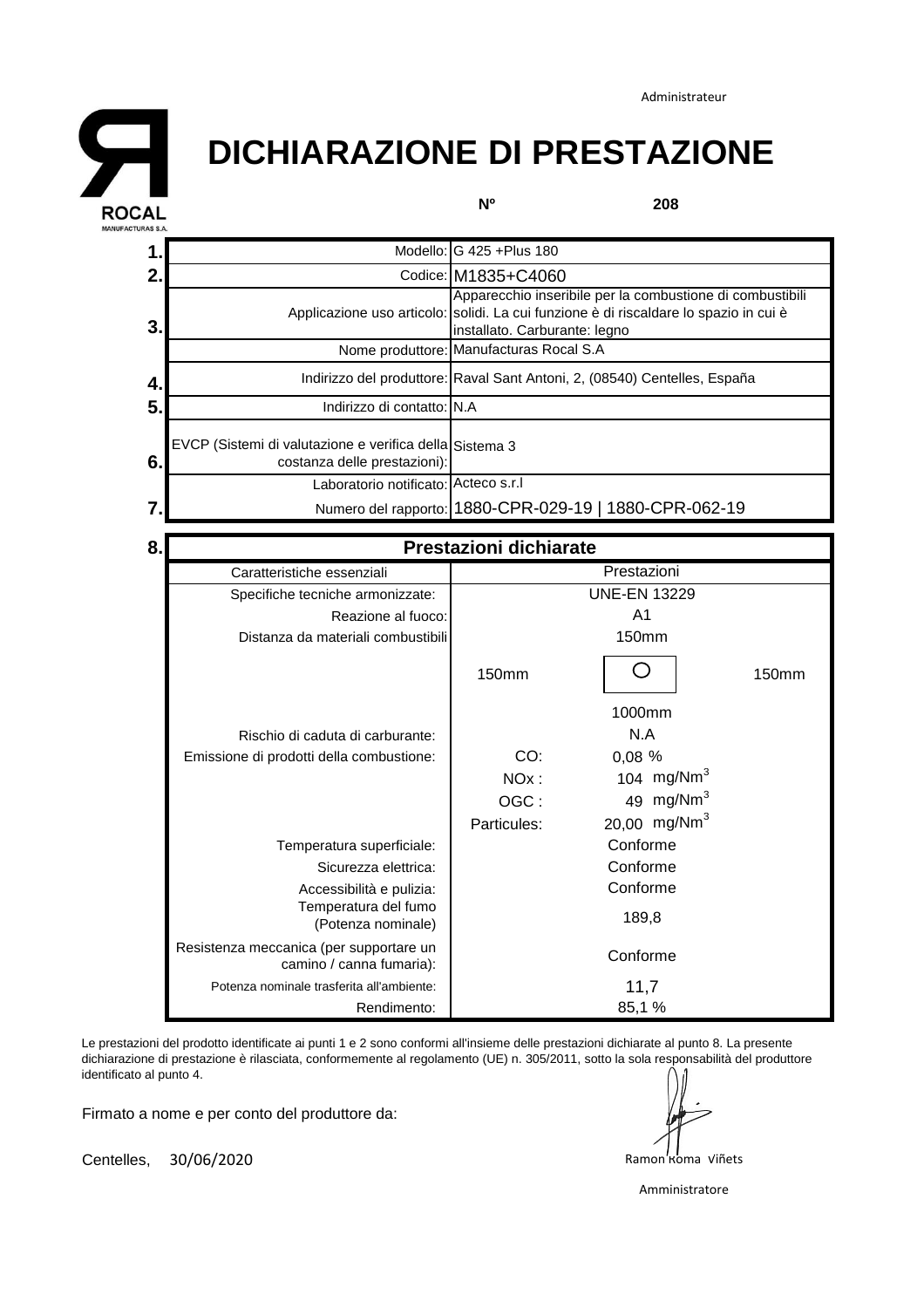Administrateur

ROCAL
MANUFACTURAS S.A.

# DICHIARAZIONE DI PRESTAZIONE

**Nº 208**

| | | |
|---|---|---|
| **1.** | Modello: | G 425 +Plus 180 |
| **2.** | Codice: | M1835+C4060 |
| **3.** | Applicazione uso articolo: | Apparecchio inseribile per la combustione di combustibili solidi. La cui funzione è di riscaldare lo spazio in cui è installato. Carburante: legno |
| | Nome produttore: | Manufacturas Rocal S.A |
| **4.** | Indirizzo del produttore: | Raval Sant Antoni, 2, (08540) Centelles, España |
| **5.** | Indirizzo di contatto: | N.A |
| **6.** | EVCP (Sistemi di valutazione e verifica della costanza delle prestazioni): | Sistema 3 |
| | Laboratorio notificato: | Acteco s.r.l |
| **7.** | Numero del rapporto: | 1880-CPR-029-19 \| 1880-CPR-062-19 |

| **8.** | **Prestazioni dichiarate** | |
|---|---|---|
| | Caratteristiche essenziali | Prestazioni |
| | Specifiche tecniche armonizzate: | UNE-EN 13229 |
| | Reazione al fuoco: | A1 |
| | Distanza da materiali combustibili | 150mm (sopra); 150mm (lati); 1000mm (davanti) |
| | Rischio di caduta di carburante: | N.A |
| | Emissione di prodotti della combustione: | CO: 0,08 % |
| | | NOx : 104 mg/Nm$^3$ |
| | | OGC : 49 mg/Nm$^3$ |
| | | Particules: 20,00 mg/Nm$^3$ |
| | Temperatura superficiale: | Conforme |
| | Sicurezza elettrica: | Conforme |
| | Accessibilità e pulizia: | Conforme |
| | Temperatura del fumo (Potenza nominale) | 189,8 |
| | Resistenza meccanica (per supportare un camino / canna fumaria): | Conforme |
| | Potenza nominale trasferita all'ambiente: | 11,7 |
| | Rendimento: | 85,1 % |

Le prestazioni del prodotto identificate ai punti 1 e 2 sono conformi all'insieme delle prestazioni dichiarate al punto 8. La presente dichiarazione di prestazione è rilasciata, conformemente al regolamento (UE) n. 305/2011, sotto la sola responsabilità del produttore identificato al punto 4.

Firmato a nome e per conto del produttore da:

Centelles, 30/06/2020

Ramon Roma Viñets

Amministratore